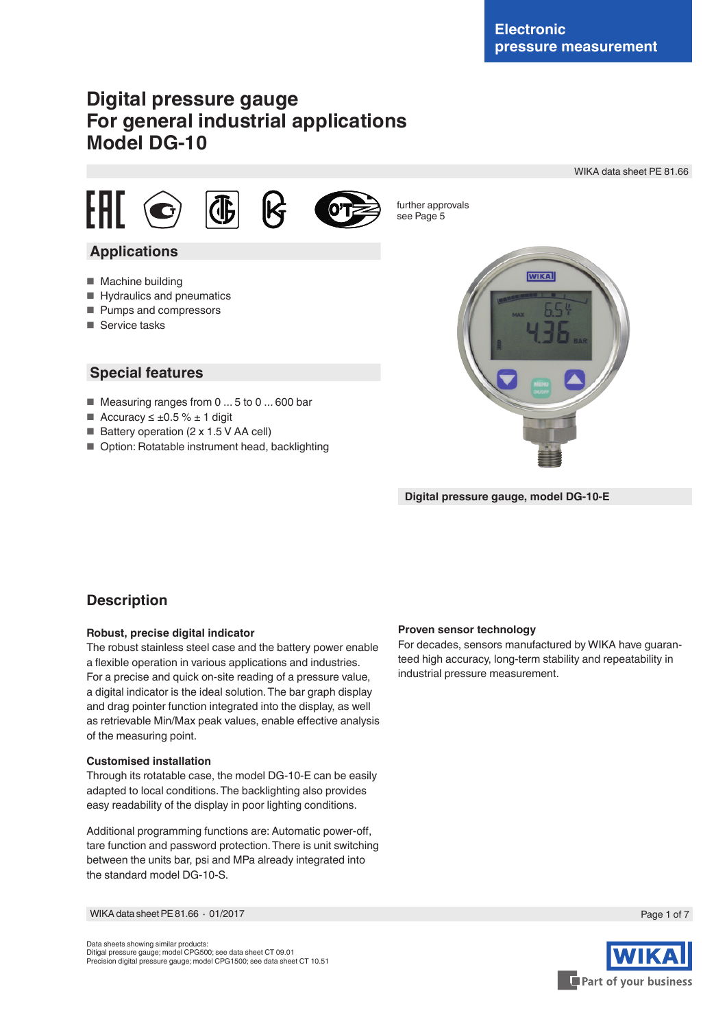Electronic pressure measurement

# Digital pressure gauge
# For general industrial applications
# Model DG-10

WIKA data sheet PE 81.66

further approvals see Page 5

## Applications

- Machine building
- Hydraulics and pneumatics
- Pumps and compressors
- Service tasks

## Special features

- Measuring ranges from 0 ... 5 to 0 ... 600 bar
- Accuracy ≤ ±0.5 % ± 1 digit
- Battery operation (2 x 1.5 V AA cell)
- Option: Rotatable instrument head, backlighting

Digital pressure gauge, model DG-10-E

## Description

### Robust, precise digital indicator

The robust stainless steel case and the battery power enable a flexible operation in various applications and industries. For a precise and quick on-site reading of a pressure value, a digital indicator is the ideal solution. The bar graph display and drag pointer function integrated into the display, as well as retrievable Min/Max peak values, enable effective analysis of the measuring point.

### Customised installation

Through its rotatable case, the model DG-10-E can be easily adapted to local conditions. The backlighting also provides easy readability of the display in poor lighting conditions.

Additional programming functions are: Automatic power-off, tare function and password protection. There is unit switching between the units bar, psi and MPa already integrated into the standard model DG-10-S.

### Proven sensor technology

For decades, sensors manufactured by WIKA have guaranteed high accuracy, long-term stability and repeatability in industrial pressure measurement.

WIKA data sheet PE 81.66 ∙ 01/2017

Data sheets showing similar products:
Ditigal pressure gauge; model CPG500; see data sheet CT 09.01
Precision digital pressure gauge; model CPG1500; see data sheet CT 10.51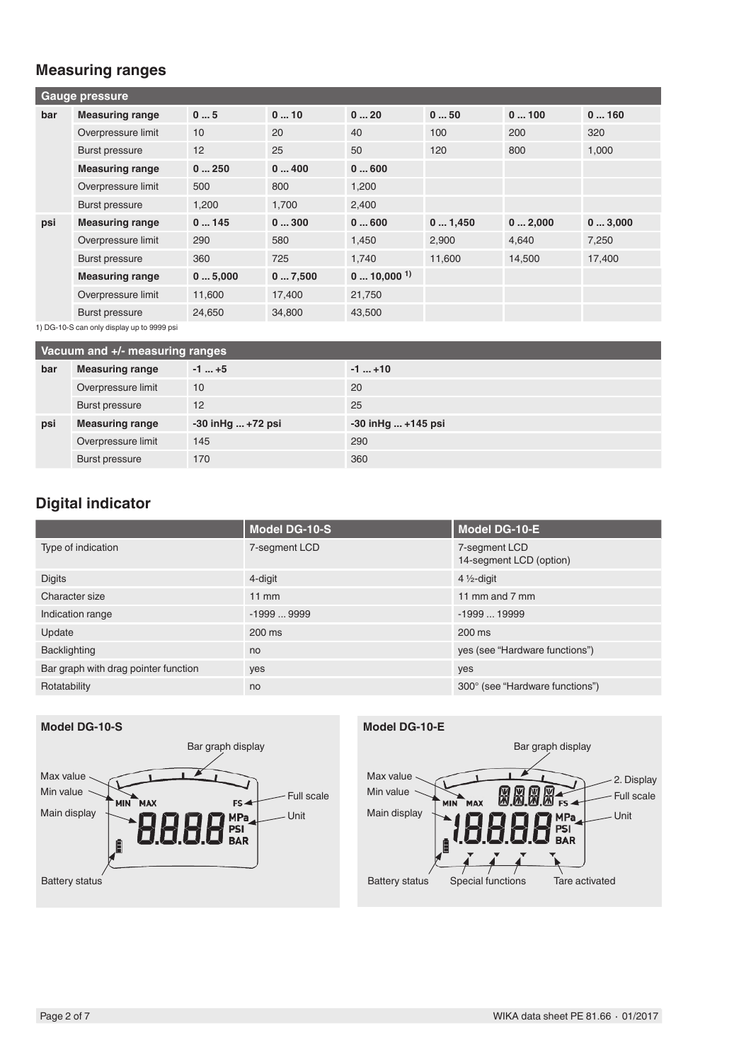## Measuring ranges

| Gauge pressure | | | | | | | |
|---|---|---|---|---|---|---|---|
| bar | **Measuring range** | **0 ... 5** | **0 ... 10** | **0 ... 20** | **0 ... 50** | **0 ... 100** | **0 ... 160** |
| | Overpressure limit | 10 | 20 | 40 | 100 | 200 | 320 |
| | Burst pressure | 12 | 25 | 50 | 120 | 800 | 1,000 |
| | **Measuring range** | **0 ... 250** | **0 ... 400** | **0 ... 600** | | | |
| | Overpressure limit | 500 | 800 | 1,200 | | | |
| | Burst pressure | 1,200 | 1,700 | 2,400 | | | |
| psi | **Measuring range** | **0 ... 145** | **0 ... 300** | **0 ... 600** | **0 ... 1,450** | **0 ... 2,000** | **0 ... 3,000** |
| | Overpressure limit | 290 | 580 | 1,450 | 2,900 | 4,640 | 7,250 |
| | Burst pressure | 360 | 725 | 1,740 | 11,600 | 14,500 | 17,400 |
| | **Measuring range** | **0 ... 5,000** | **0 ... 7,500** | **0 ... 10,000 1)** | | | |
| | Overpressure limit | 11,600 | 17,400 | 21,750 | | | |
| | Burst pressure | 24,650 | 34,800 | 43,500 | | | |

1) DG-10-S can only display up to 9999 psi

| Vacuum and +/- measuring ranges | | | |
|---|---|---|---|
| bar | **Measuring range** | **-1 ... +5** | **-1 ... +10** |
| | Overpressure limit | 10 | 20 |
| | Burst pressure | 12 | 25 |
| psi | **Measuring range** | **-30 inHg ... +72 psi** | **-30 inHg ... +145 psi** |
| | Overpressure limit | 145 | 290 |
| | Burst pressure | 170 | 360 |

## Digital indicator

| | Model DG-10-S | Model DG-10-E |
|---|---|---|
| Type of indication | 7-segment LCD | 7-segment LCD<br>14-segment LCD (option) |
| Digits | 4-digit | 4 ½-digit |
| Character size | 11 mm | 11 mm and 7 mm |
| Indication range | -1999 ... 9999 | -1999 ... 19999 |
| Update | 200 ms | 200 ms |
| Backlighting | no | yes (see "Hardware functions") |
| Bar graph with drag pointer function | yes | yes |
| Rotatability | no | 300° (see "Hardware functions") |

**Model DG-10-S**

Bar graph display
Max value
Min value
Main display
Full scale
Unit
Battery status

**Model DG-10-E**

Bar graph display
Max value
Min value
Main display
2. Display
Full scale
Unit
Battery status
Special functions
Tare activated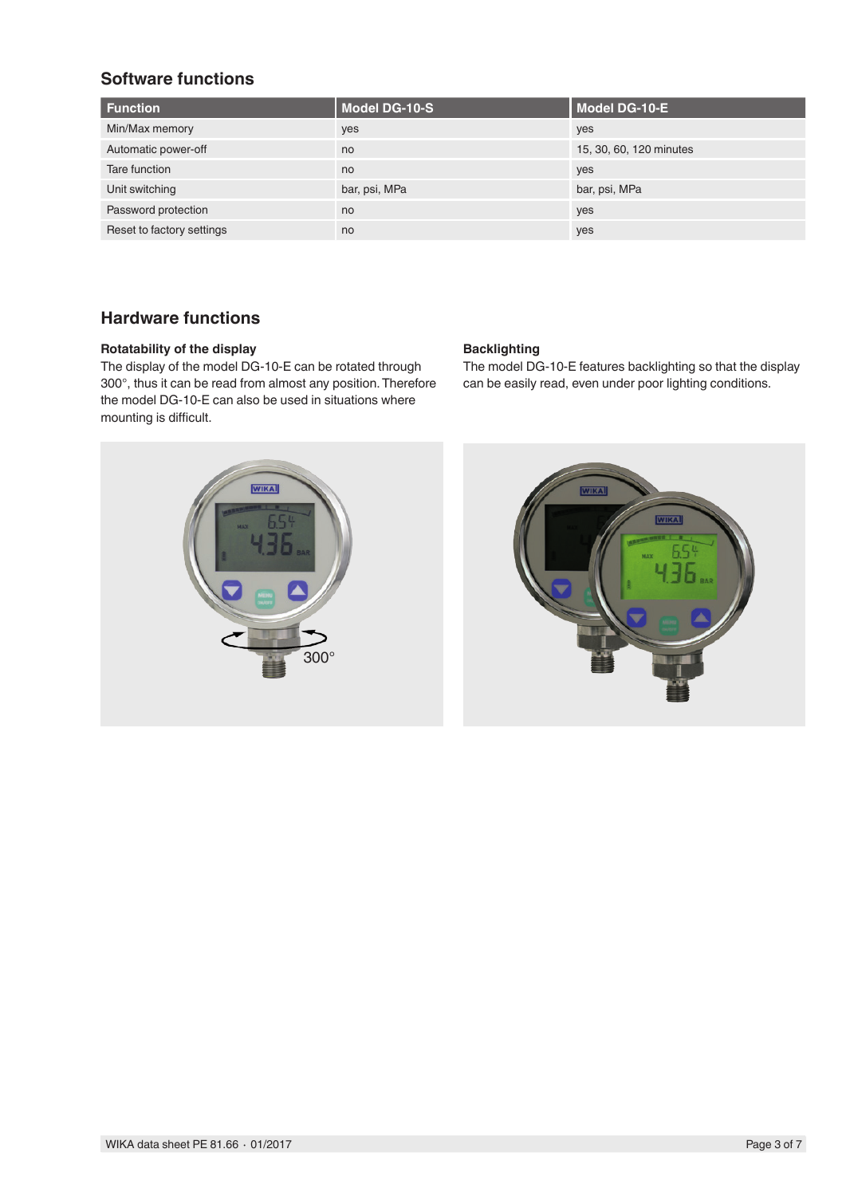## Software functions

| Function | Model DG-10-S | Model DG-10-E |
|---|---|---|
| Min/Max memory | yes | yes |
| Automatic power-off | no | 15, 30, 60, 120 minutes |
| Tare function | no | yes |
| Unit switching | bar, psi, MPa | bar, psi, MPa |
| Password protection | no | yes |
| Reset to factory settings | no | yes |

## Hardware functions

**Rotatability of the display**

The display of the model DG-10-E can be rotated through 300°, thus it can be read from almost any position. Therefore the model DG-10-E can also be used in situations where mounting is difficult.

300°

**Backlighting**

The model DG-10-E features backlighting so that the display can be easily read, even under poor lighting conditions.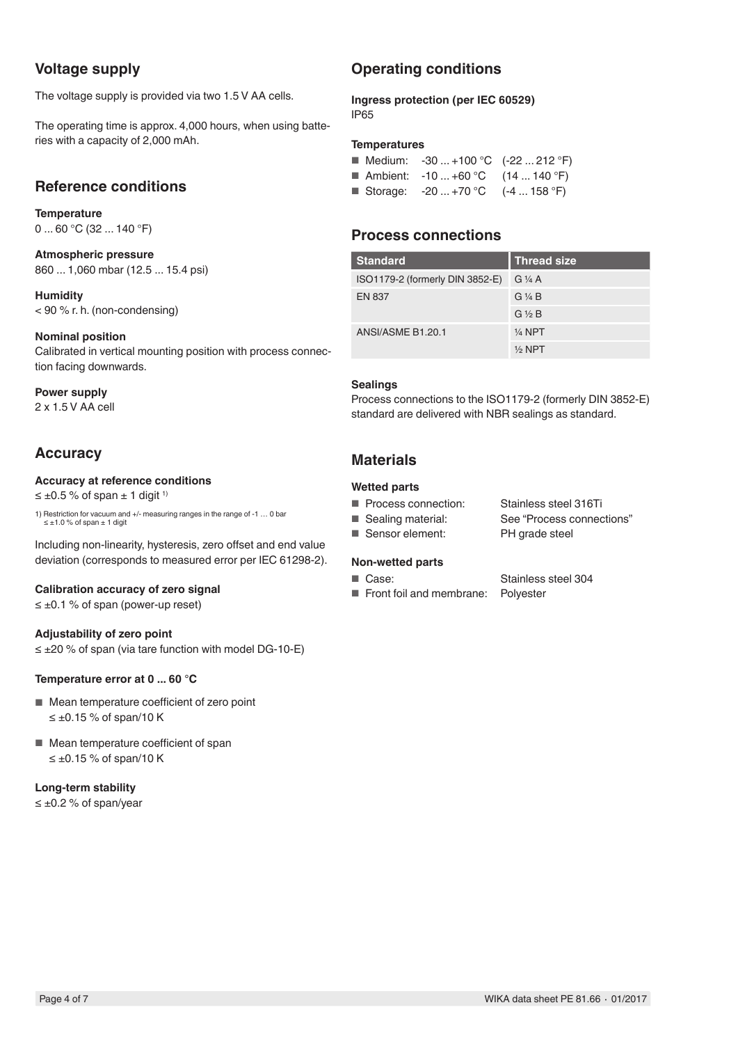## Voltage supply

The voltage supply is provided via two 1.5 V AA cells.

The operating time is approx. 4,000 hours, when using batteries with a capacity of 2,000 mAh.

## Reference conditions

**Temperature**
0 ... 60 °C (32 ... 140 °F)

**Atmospheric pressure**
860 ... 1,060 mbar (12.5 ... 15.4 psi)

**Humidity**
< 90 % r. h. (non-condensing)

**Nominal position**
Calibrated in vertical mounting position with process connection facing downwards.

**Power supply**
2 x 1.5 V AA cell

## Accuracy

**Accuracy at reference conditions**
≤ ±0.5 % of span ± 1 digit [1]

1) Restriction for vacuum and +/- measuring ranges in the range of -1 … 0 bar ≤ ±1.0 % of span ± 1 digit

Including non-linearity, hysteresis, zero offset and end value deviation (corresponds to measured error per IEC 61298-2).

**Calibration accuracy of zero signal**
≤ ±0.1 % of span (power-up reset)

**Adjustability of zero point**
≤ ±20 % of span (via tare function with model DG-10-E)

**Temperature error at 0 ... 60 °C**

- Mean temperature coefficient of zero point
  ≤ ±0.15 % of span/10 K
- Mean temperature coefficient of span
  ≤ ±0.15 % of span/10 K

**Long-term stability**
≤ ±0.2 % of span/year

## Operating conditions

**Ingress protection (per IEC 60529)**
IP65

**Temperatures**

- Medium: -30 ... +100 °C (-22 ... 212 °F)
- Ambient: -10 ... +60 °C (14 ... 140 °F)
- Storage: -20 ... +70 °C (-4 ... 158 °F)

## Process connections

| Standard | Thread size |
|---|---|
| ISO1179-2 (formerly DIN 3852-E) | G ¼ A |
| EN 837 | G ¼ B |
| | G ½ B |
| ANSI/ASME B1.20.1 | ¼ NPT |
| | ½ NPT |

**Sealings**
Process connections to the ISO1179-2 (formerly DIN 3852-E) standard are delivered with NBR sealings as standard.

## Materials

**Wetted parts**

- Process connection: Stainless steel 316Ti
- Sealing material: See "Process connections"
- Sensor element: PH grade steel

**Non-wetted parts**

- Case: Stainless steel 304
- Front foil and membrane: Polyester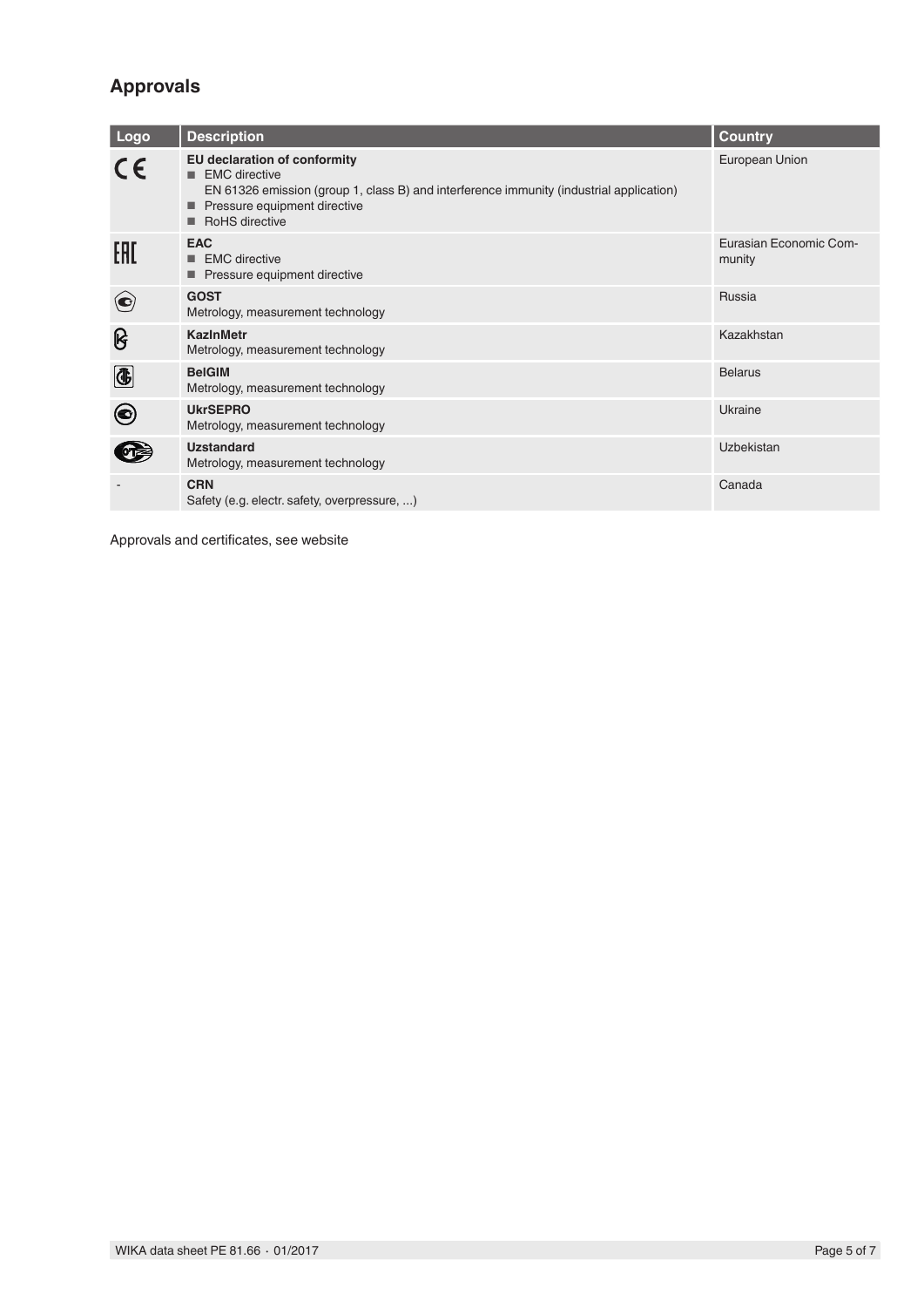## Approvals

| Logo | Description | Country |
|---|---|---|
| CE | **EU declaration of conformity**<br>■ EMC directive<br>EN 61326 emission (group 1, class B) and interference immunity (industrial application)<br>■ Pressure equipment directive<br>■ RoHS directive | European Union |
| EAC | **EAC**<br>■ EMC directive<br>■ Pressure equipment directive | Eurasian Economic Community |
| | **GOST**<br>Metrology, measurement technology | Russia |
| | **KazInMetr**<br>Metrology, measurement technology | Kazakhstan |
| | **BelGIM**<br>Metrology, measurement technology | Belarus |
| | **UkrSEPRO**<br>Metrology, measurement technology | Ukraine |
| | **Uzstandard**<br>Metrology, measurement technology | Uzbekistan |
| - | **CRN**<br>Safety (e.g. electr. safety, overpressure, ...) | Canada |

Approvals and certificates, see website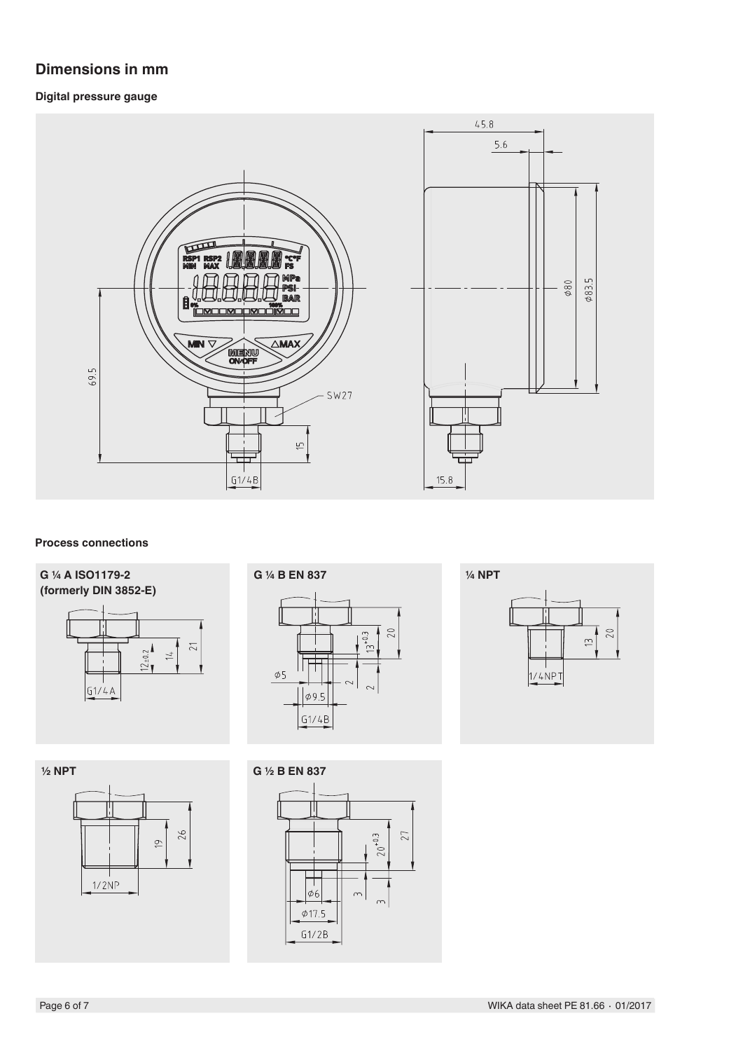## Dimensions in mm

### Digital pressure gauge

45.8
5.6
69.5
SW27
15
G1/4B
15.8
ø80
ø83.5

### Process connections

**G ¼ A ISO1179-2 (formerly DIN 3852-E)**

12±0.2
14
21
G1/4A

**G ¼ B EN 837**

20
$13^{+0.3}$
ø5
2
2
ø9.5
G1/4B

**¼ NPT**

13
20
1/4NPT

**½ NPT**

19
26
1/2NP

**G ½ B EN 837**

$20^{+0.3}$
27
ø6
3
3
ø17.5
G1/2B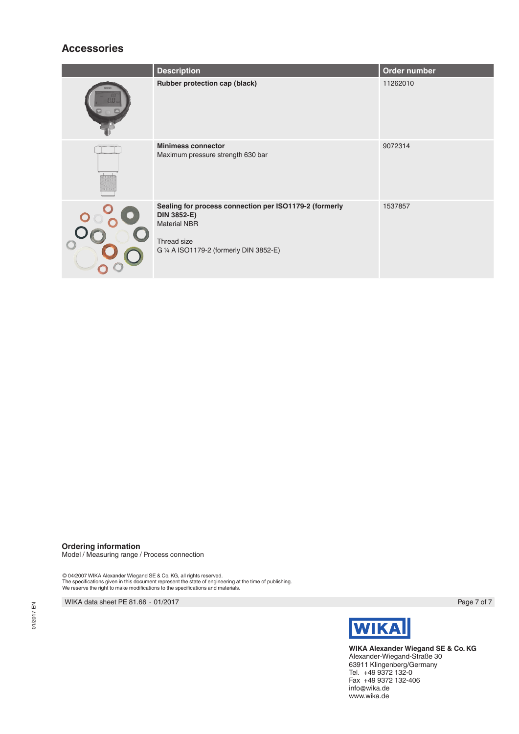## Accessories

| | Description | Order number |
|---|---|---|
| | **Rubber protection cap (black)** | 11262010 |
| | **Minimess connector**<br>Maximum pressure strength 630 bar | 9072314 |
| | **Sealing for process connection per ISO1179-2 (formerly DIN 3852-E)**<br>Material NBR<br><br>Thread size<br>G ¼ A ISO1179-2 (formerly DIN 3852-E) | 1537857 |

**Ordering information**
Model / Measuring range / Process connection

© 04/2007 WIKA Alexander Wiegand SE & Co. KG, all rights reserved.
The specifications given in this document represent the state of engineering at the time of publishing.
We reserve the right to make modifications to the specifications and materials.

WIKA data sheet PE 81.66 · 01/2017

**WIKA Alexander Wiegand SE & Co. KG**
Alexander-Wiegand-Straße 30
63911 Klingenberg/Germany
Tel. +49 9372 132-0
Fax +49 9372 132-406
info@wika.de
www.wika.de